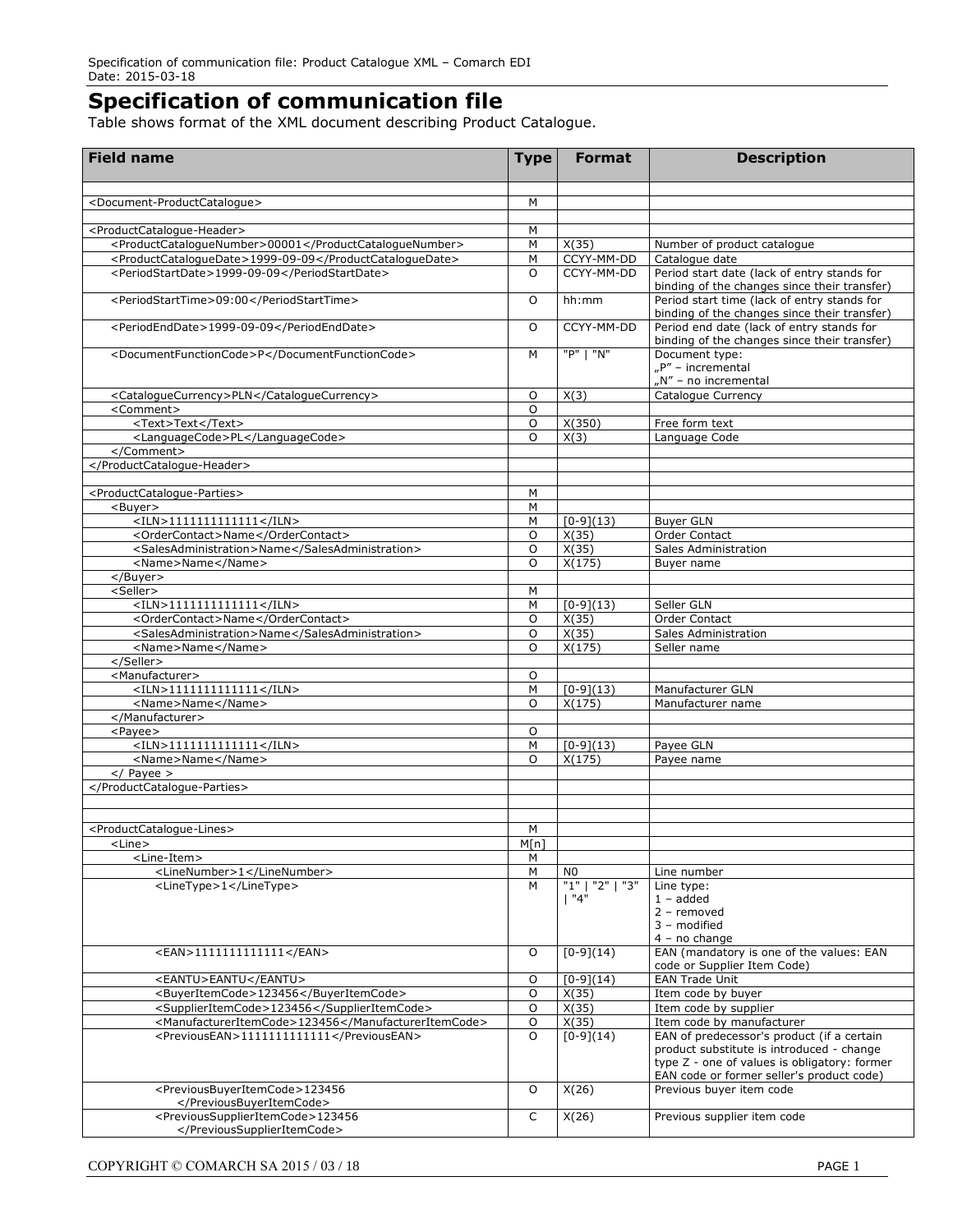# Specification of communication file

Table shows format of the XML document describing Product Catalogue.

| Field name | Type | Format | Description |
|---|---|---|---|
| | | | |
| <Document-ProductCatalogue> | M | | |
| | | | |
| <ProductCatalogue-Header> | M | | |
| <ProductCatalogueNumber>00001</ProductCatalogueNumber> | M | X(35) | Number of product catalogue |
| <ProductCatalogueDate>1999-09-09</ProductCatalogueDate> | M | CCYY-MM-DD | Catalogue date |
| <PeriodStartDate>1999-09-09</PeriodStartDate> | O | CCYY-MM-DD | Period start date (lack of entry stands for binding of the changes since their transfer) |
| <PeriodStartTime>09:00</PeriodStartTime> | O | hh:mm | Period start time (lack of entry stands for binding of the changes since their transfer) |
| <PeriodEndDate>1999-09-09</PeriodEndDate> | O | CCYY-MM-DD | Period end date (lack of entry stands for binding of the changes since their transfer) |
| <DocumentFunctionCode>P</DocumentFunctionCode> | M | "P" \| "N" | Document type:<br>„P" – incremental<br>„N" – no incremental |
| <CatalogueCurrency>PLN</CatalogueCurrency> | O | X(3) | Catalogue Currency |
| <Comment> | O | | |
| <Text>Text</Text> | O | X(350) | Free form text |
| <LanguageCode>PL</LanguageCode> | O | X(3) | Language Code |
| </Comment> | | | |
| </ProductCatalogue-Header> | | | |
| | | | |
| <ProductCatalogue-Parties> | M | | |
| <Buyer> | M | | |
| <ILN>1111111111111</ILN> | M | [0-9](13) | Buyer GLN |
| <OrderContact>Name</OrderContact> | O | X(35) | Order Contact |
| <SalesAdministration>Name</SalesAdministration> | O | X(35) | Sales Administration |
| <Name>Name</Name> | O | X(175) | Buyer name |
| </Buyer> | | | |
| <Seller> | M | | |
| <ILN>1111111111111</ILN> | M | [0-9](13) | Seller GLN |
| <OrderContact>Name</OrderContact> | O | X(35) | Order Contact |
| <SalesAdministration>Name</SalesAdministration> | O | X(35) | Sales Administration |
| <Name>Name</Name> | O | X(175) | Seller name |
| </Seller> | | | |
| <Manufacturer> | O | | |
| <ILN>1111111111111</ILN> | M | [0-9](13) | Manufacturer GLN |
| <Name>Name</Name> | O | X(175) | Manufacturer name |
| </Manufacturer> | | | |
| <Payee> | O | | |
| <ILN>1111111111111</ILN> | M | [0-9](13) | Payee GLN |
| <Name>Name</Name> | O | X(175) | Payee name |
| </ Payee > | | | |
| </ProductCatalogue-Parties> | | | |
| | | | |
| | | | |
| <ProductCatalogue-Lines> | M | | |
| <Line> | M[n] | | |
| <Line-Item> | M | | |
| <LineNumber>1</LineNumber> | M | N0 | Line number |
| <LineType>1</LineType> | M | "1" \| "2" \| "3" \| "4" | Line type:<br>1 – added<br>2 – removed<br>3 – modified<br>4 – no change |
| <EAN>1111111111111</EAN> | O | [0-9](14) | EAN (mandatory is one of the values: EAN code or Supplier Item Code) |
| <EANTU>EANTU</EANTU> | O | [0-9](14) | EAN Trade Unit |
| <BuyerItemCode>123456</BuyerItemCode> | O | X(35) | Item code by buyer |
| <SupplierItemCode>123456</SupplierItemCode> | O | X(35) | Item code by supplier |
| <ManufacturerItemCode>123456</ManufacturerItemCode> | O | X(35) | Item code by manufacturer |
| <PreviousEAN>1111111111111</PreviousEAN> | O | [0-9](14) | EAN of predecessor's product (if a certain product substitute is introduced - change type Z - one of values is obligatory: former EAN code or former seller's product code) |
| <PreviousBuyerItemCode>123456</PreviousBuyerItemCode> | O | X(26) | Previous buyer item code |
| <PreviousSupplierItemCode>123456</PreviousSupplierItemCode> | C | X(26) | Previous supplier item code |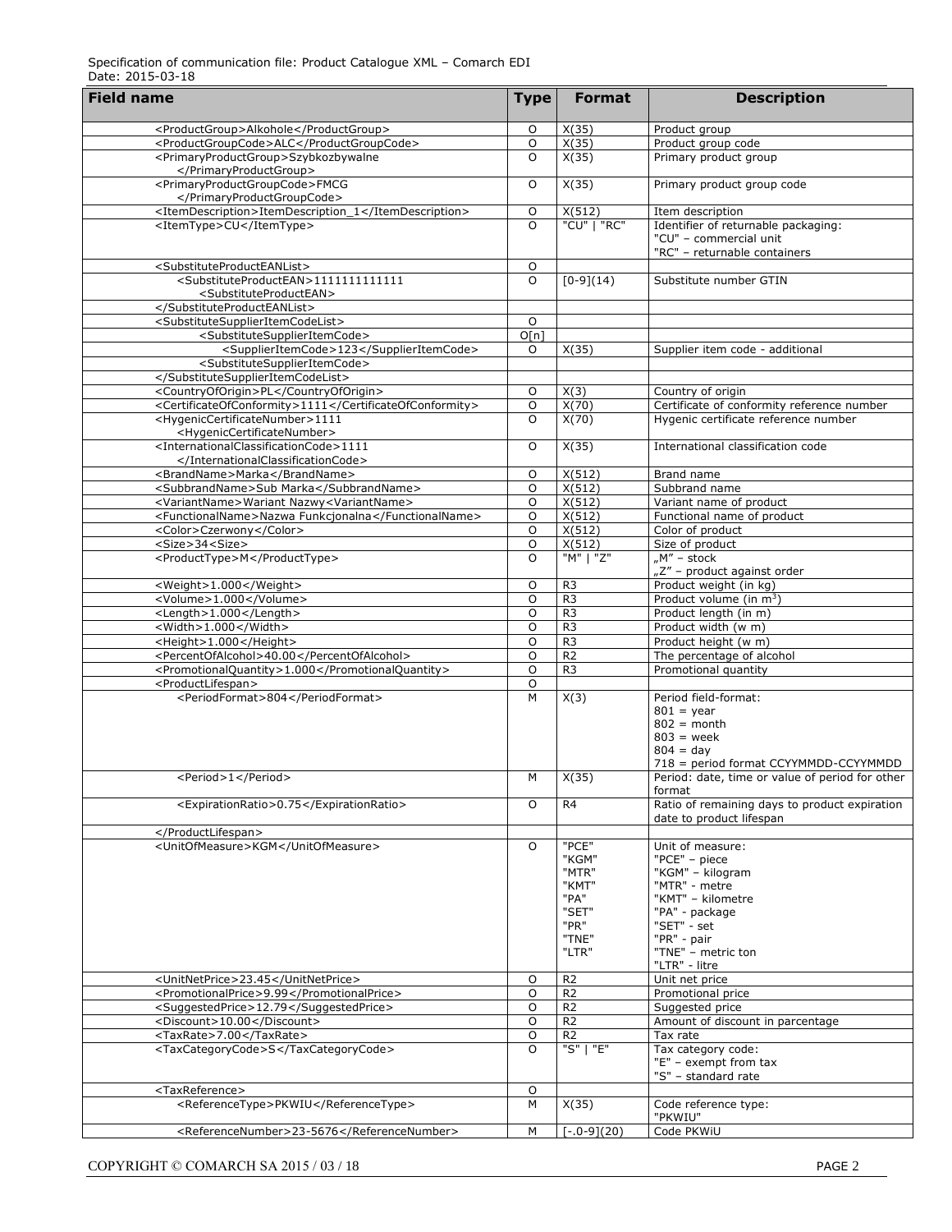| Field name | Type | Format | Description |
|---|---|---|---|
| <ProductGroup>Alkohole</ProductGroup> | O | X(35) | Product group |
| <ProductGroupCode>ALC</ProductGroupCode> | O | X(35) | Product group code |
| <PrimaryProductGroup>Szybkozbywalne </PrimaryProductGroup> | O | X(35) | Primary product group |
| <PrimaryProductGroupCode>FMCG </PrimaryProductGroupCode> | O | X(35) | Primary product group code |
| <ItemDescription>ItemDescription_1</ItemDescription> | O | X(512) | Item description |
| <ItemType>CU</ItemType> | O | "CU" \| "RC" | Identifier of returnable packaging: "CU" – commercial unit "RC" – returnable containers |
| <SubstituteProductEANList> | O | | |
| <SubstituteProductEAN>1111111111111 <SubstituteProductEAN> | O | [0-9](14) | Substitute number GTIN |
| </SubstituteProductEANList> | | | |
| <SubstituteSupplierItemCodeList> | O | | |
| <SubstituteSupplierItemCode> | O[n] | | |
| <SupplierItemCode>123</SupplierItemCode> | O | X(35) | Supplier item code - additional |
| <SubstituteSupplierItemCode> | | | |
| </SubstituteSupplierItemCodeList> | | | |
| <CountryOfOrigin>PL</CountryOfOrigin> | O | X(3) | Country of origin |
| <CertificateOfConformity>1111</CertificateOfConformity> | O | X(70) | Certificate of conformity reference number |
| <HygenicCertificateNumber>1111 <HygenicCertificateNumber> | O | X(70) | Hygenic certificate reference number |
| <InternationalClassificationCode>1111 </InternationalClassificationCode> | O | X(35) | International classification code |
| <BrandName>Marka</BrandName> | O | X(512) | Brand name |
| <SubbrandName>Sub Marka</SubbrandName> | O | X(512) | Subbrand name |
| <VariantName>Wariant Nazwy<VariantName> | O | X(512) | Variant name of product |
| <FunctionalName>Nazwa Funkcjonalna</FunctionalName> | O | X(512) | Functional name of product |
| <Color>Czerwony</Color> | O | X(512) | Color of product |
| <Size>34<Size> | O | X(512) | Size of product |
| <ProductType>M</ProductType> | O | "M" \| "Z" | „M" – stock „Z" – product against order |
| <Weight>1.000</Weight> | O | R3 | Product weight (in kg) |
| <Volume>1.000</Volume> | O | R3 | Product volume (in $m^3$) |
| <Length>1.000</Length> | O | R3 | Product length (in m) |
| <Width>1.000</Width> | O | R3 | Product width (w m) |
| <Height>1.000</Height> | O | R3 | Product height (w m) |
| <PercentOfAlcohol>40.00</PercentOfAlcohol> | O | R2 | The percentage of alcohol |
| <PromotionalQuantity>1.000</PromotionalQuantity> | O | R3 | Promotional quantity |
| <ProductLifespan> | O | | |
| <PeriodFormat>804</PeriodFormat> | M | X(3) | Period field-format: 801 = year 802 = month 803 = week 804 = day 718 = period format CCYYMMDD-CCYYMMDD |
| <Period>1</Period> | M | X(35) | Period: date, time or value of period for other format |
| <ExpirationRatio>0.75</ExpirationRatio> | O | R4 | Ratio of remaining days to product expiration date to product lifespan |
| </ProductLifespan> | | | |
| <UnitOfMeasure>KGM</UnitOfMeasure> | O | "PCE" "KGM" "MTR" "KMT" "PA" "SET" "PR" "TNE" "LTR" | Unit of measure: "PCE" – piece "KGM" – kilogram "MTR" - metre "KMT" – kilometre "PA" - package "SET" - set "PR" - pair "TNE" – metric ton "LTR" - litre |
| <UnitNetPrice>23.45</UnitNetPrice> | O | R2 | Unit net price |
| <PromotionalPrice>9.99</PromotionalPrice> | O | R2 | Promotional price |
| <SuggestedPrice>12.79</SuggestedPrice> | O | R2 | Suggested price |
| <Discount>10.00</Discount> | O | R2 | Amount of discount in parcentage |
| <TaxRate>7.00</TaxRate> | O | R2 | Tax rate |
| <TaxCategoryCode>S</TaxCategoryCode> | O | "S" \| "E" | Tax category code: "E" – exempt from tax "S" – standard rate |
| <TaxReference> | O | | |
| <ReferenceType>PKWIU</ReferenceType> | M | X(35) | Code reference type: "PKWIU" |
| <ReferenceNumber>23-5676</ReferenceNumber> | M | [-.0-9](20) | Code PKWiU |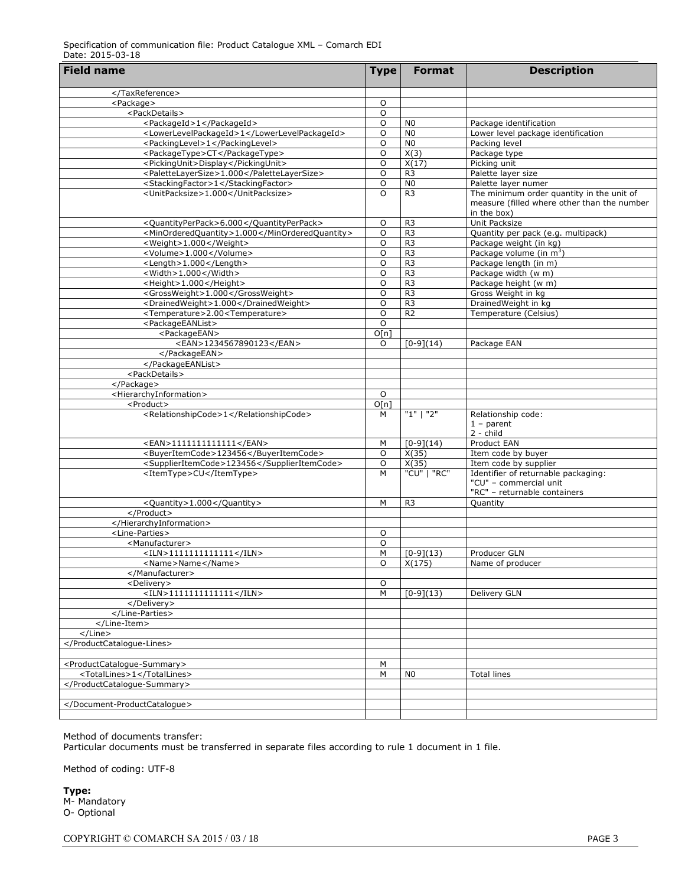| Field name | Type | Format | Description |
|---|---|---|---|
| </TaxReference> | | | |
| <Package> | O | | |
| <PackDetails> | O | | |
| <PackageId>1</PackageId> | O | N0 | Package identification |
| <LowerLevelPackageId>1</LowerLevelPackageId> | O | N0 | Lower level package identification |
| <PackingLevel>1</PackingLevel> | O | N0 | Packing level |
| <PackageType>CT</PackageType> | O | X(3) | Package type |
| <PickingUnit>Display</PickingUnit> | O | X(17) | Picking unit |
| <PaletteLayerSize>1.000</PaletteLayerSize> | O | R3 | Palette layer size |
| <StackingFactor>1</StackingFactor> | O | N0 | Palette layer numer |
| <UnitPacksize>1.000</UnitPacksize> | O | R3 | The minimum order quantity in the unit of measure (filled where other than the number in the box) |
| <QuantityPerPack>6.000</QuantityPerPack> | O | R3 | Unit Packsize |
| <MinOrderedQuantity>1.000</MinOrderedQuantity> | O | R3 | Quantity per pack (e.g. multipack) |
| <Weight>1.000</Weight> | O | R3 | Package weight (in kg) |
| <Volume>1.000</Volume> | O | R3 | Package volume (in $m^3$) |
| <Length>1.000</Length> | O | R3 | Package length (in m) |
| <Width>1.000</Width> | O | R3 | Package width (w m) |
| <Height>1.000</Height> | O | R3 | Package height (w m) |
| <GrossWeight>1.000</GrossWeight> | O | R3 | Gross Weight in kg |
| <DrainedWeight>1.000</DrainedWeight> | O | R3 | DrainedWeight in kg |
| <Temperature>2.00<Temperature> | O | R2 | Temperature (Celsius) |
| <PackageEANList> | O | | |
| <PackageEAN> | O[n] | | |
| <EAN>1234567890123</EAN> | O | [0-9](14) | Package EAN |
| </PackageEAN> | | | |
| </PackageEANList> | | | |
| <PackDetails> | | | |
| </Package> | | | |
| <HierarchyInformation> | O | | |
| <Product> | O[n] | | |
| <RelationshipCode>1</RelationshipCode> | M | "1" \| "2" | Relationship code:<br>1 – parent<br>2 - child |
| <EAN>1111111111111</EAN> | M | [0-9](14) | Product EAN |
| <BuyerItemCode>123456</BuyerItemCode> | O | X(35) | Item code by buyer |
| <SupplierItemCode>123456</SupplierItemCode> | O | X(35) | Item code by supplier |
| <ItemType>CU</ItemType> | M | "CU" \| "RC" | Identifier of returnable packaging:<br>"CU" – commercial unit<br>"RC" – returnable containers |
| <Quantity>1.000</Quantity> | M | R3 | Quantity |
| </Product> | | | |
| </HierarchyInformation> | | | |
| <Line-Parties> | O | | |
| <Manufacturer> | O | | |
| <ILN>1111111111111</ILN> | M | [0-9](13) | Producer GLN |
| <Name>Name</Name> | O | X(175) | Name of producer |
| </Manufacturer> | | | |
| <Delivery> | O | | |
| <ILN>1111111111111</ILN> | M | [0-9](13) | Delivery GLN |
| </Delivery> | | | |
| </Line-Parties> | | | |
| </Line-Item> | | | |
| </Line> | | | |
| </ProductCatalogue-Lines> | | | |
| | | | |
| <ProductCatalogue-Summary> | M | | |
| <TotalLines>1</TotalLines> | M | N0 | Total lines |
| </ProductCatalogue-Summary> | | | |
| | | | |
| </Document-ProductCatalogue> | | | |

Method of documents transfer:
Particular documents must be transferred in separate files according to rule 1 document in 1 file.

Method of coding: UTF-8

**Type:**
M- Mandatory
O- Optional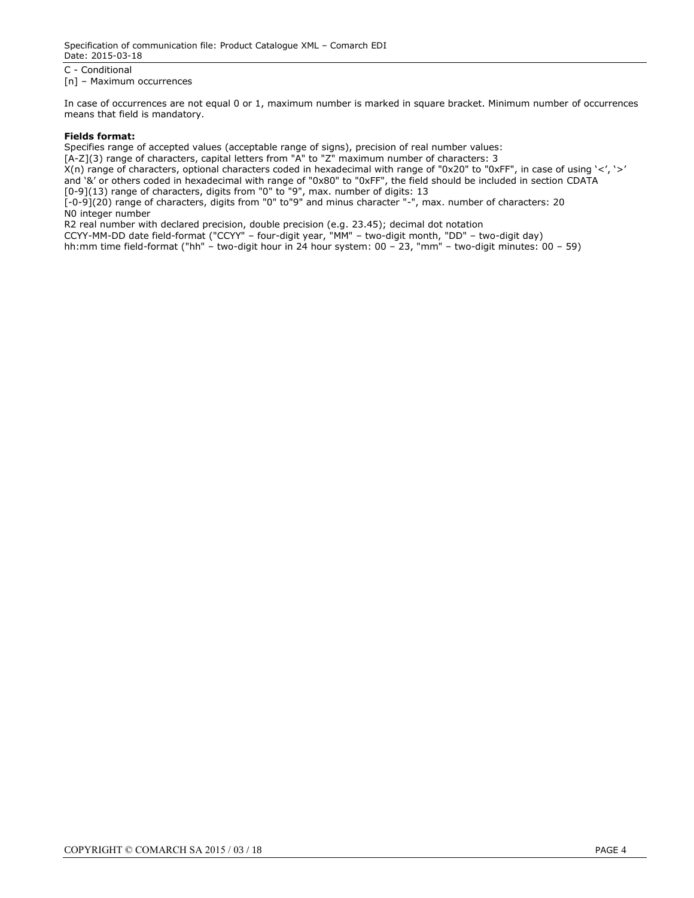C - Conditional
[n] – Maximum occurrences

In case of occurrences are not equal 0 or 1, maximum number is marked in square bracket. Minimum number of occurrences means that field is mandatory.

**Fields format:**
Specifies range of accepted values (acceptable range of signs), precision of real number values:
[A-Z](3) range of characters, capital letters from "A" to "Z" maximum number of characters: 3
X(n) range of characters, optional characters coded in hexadecimal with range of "0x20" to "0xFF", in case of using '<', '>' and '&' or others coded in hexadecimal with range of "0x80" to "0xFF", the field should be included in section CDATA
[0-9](13) range of characters, digits from "0" to "9", max. number of digits: 13
[-0-9](20) range of characters, digits from "0" to"9" and minus character "-", max. number of characters: 20
N0 integer number
R2 real number with declared precision, double precision (e.g. 23.45); decimal dot notation
CCYY-MM-DD date field-format ("CCYY" – four-digit year, "MM" – two-digit month, "DD" – two-digit day)
hh:mm time field-format ("hh" – two-digit hour in 24 hour system: 00 – 23, "mm" – two-digit minutes: 00 – 59)